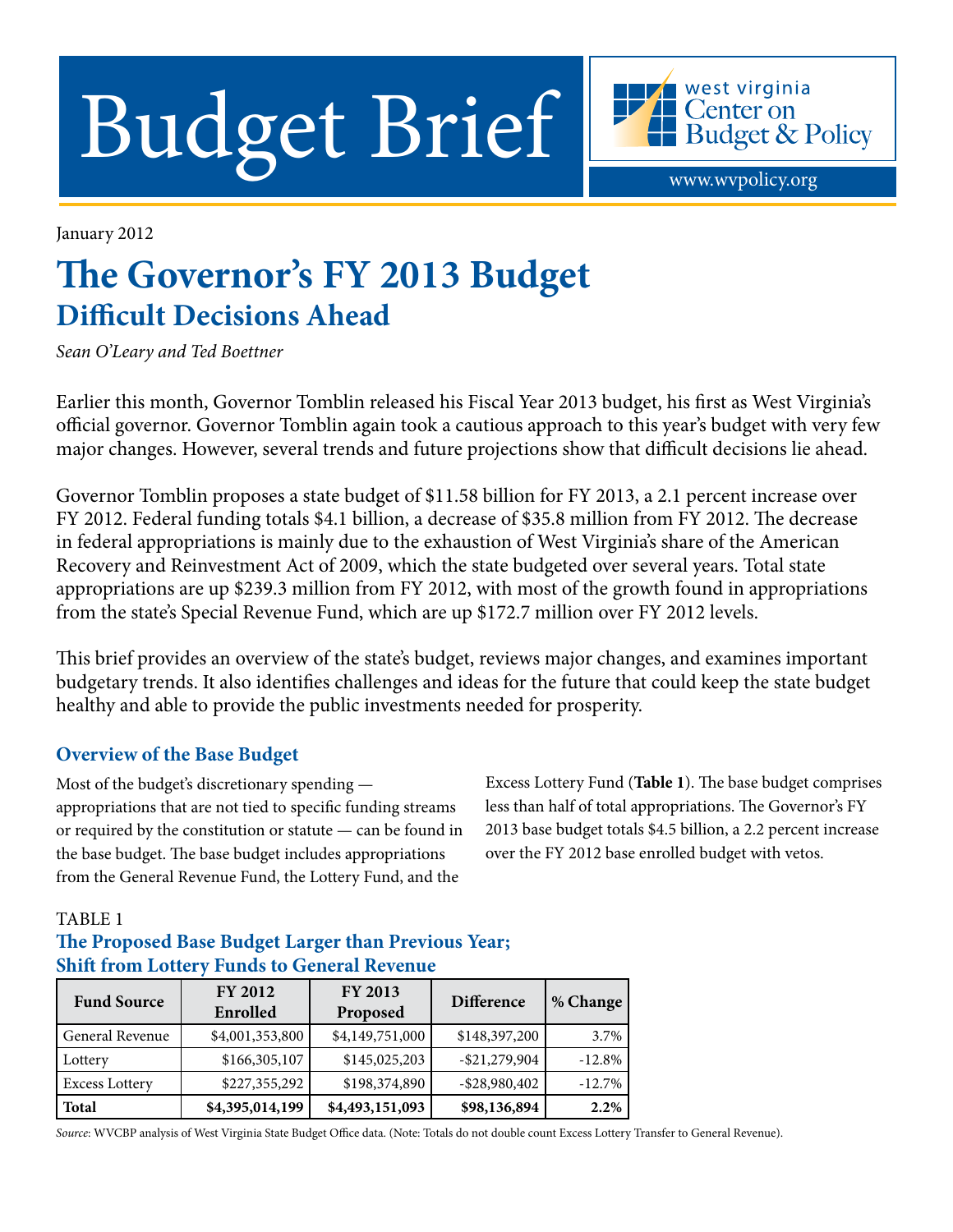# Budget Brief

west virginia Center on Budget & Policy

www.wvpolicy.org

January 2012

## The Governor's FY 2013 Budget
### Difficult Decisions Ahead

*Sean O'Leary and Ted Boettner*

Earlier this month, Governor Tomblin released his Fiscal Year 2013 budget, his first as West Virginia's official governor. Governor Tomblin again took a cautious approach to this year's budget with very few major changes. However, several trends and future projections show that difficult decisions lie ahead.

Governor Tomblin proposes a state budget of $11.58 billion for FY 2013, a 2.1 percent increase over FY 2012. Federal funding totals $4.1 billion, a decrease of $35.8 million from FY 2012. The decrease in federal appropriations is mainly due to the exhaustion of West Virginia's share of the American Recovery and Reinvestment Act of 2009, which the state budgeted over several years. Total state appropriations are up $239.3 million from FY 2012, with most of the growth found in appropriations from the state's Special Revenue Fund, which are up $172.7 million over FY 2012 levels.

This brief provides an overview of the state's budget, reviews major changes, and examines important budgetary trends. It also identifies challenges and ideas for the future that could keep the state budget healthy and able to provide the public investments needed for prosperity.

### Overview of the Base Budget

Most of the budget's discretionary spending — appropriations that are not tied to specific funding streams or required by the constitution or statute — can be found in the base budget. The base budget includes appropriations from the General Revenue Fund, the Lottery Fund, and the Excess Lottery Fund (**Table 1**). The base budget comprises less than half of total appropriations. The Governor's FY 2013 base budget totals $4.5 billion, a 2.2 percent increase over the FY 2012 base enrolled budget with vetos.

TABLE 1
**The Proposed Base Budget Larger than Previous Year; Shift from Lottery Funds to General Revenue**

| Fund Source | FY 2012 Enrolled | FY 2013 Proposed | Difference | % Change |
|---|---|---|---|---|
| General Revenue | $4,001,353,800 | $4,149,751,000 | $148,397,200 | 3.7% |
| Lottery | $166,305,107 | $145,025,203 | -$21,279,904 | -12.8% |
| Excess Lottery | $227,355,292 | $198,374,890 | -$28,980,402 | -12.7% |
| **Total** | **$4,395,014,199** | **$4,493,151,093** | **$98,136,894** | **2.2%** |

*Source*: WVCBP analysis of West Virginia State Budget Office data. (Note: Totals do not double count Excess Lottery Transfer to General Revenue).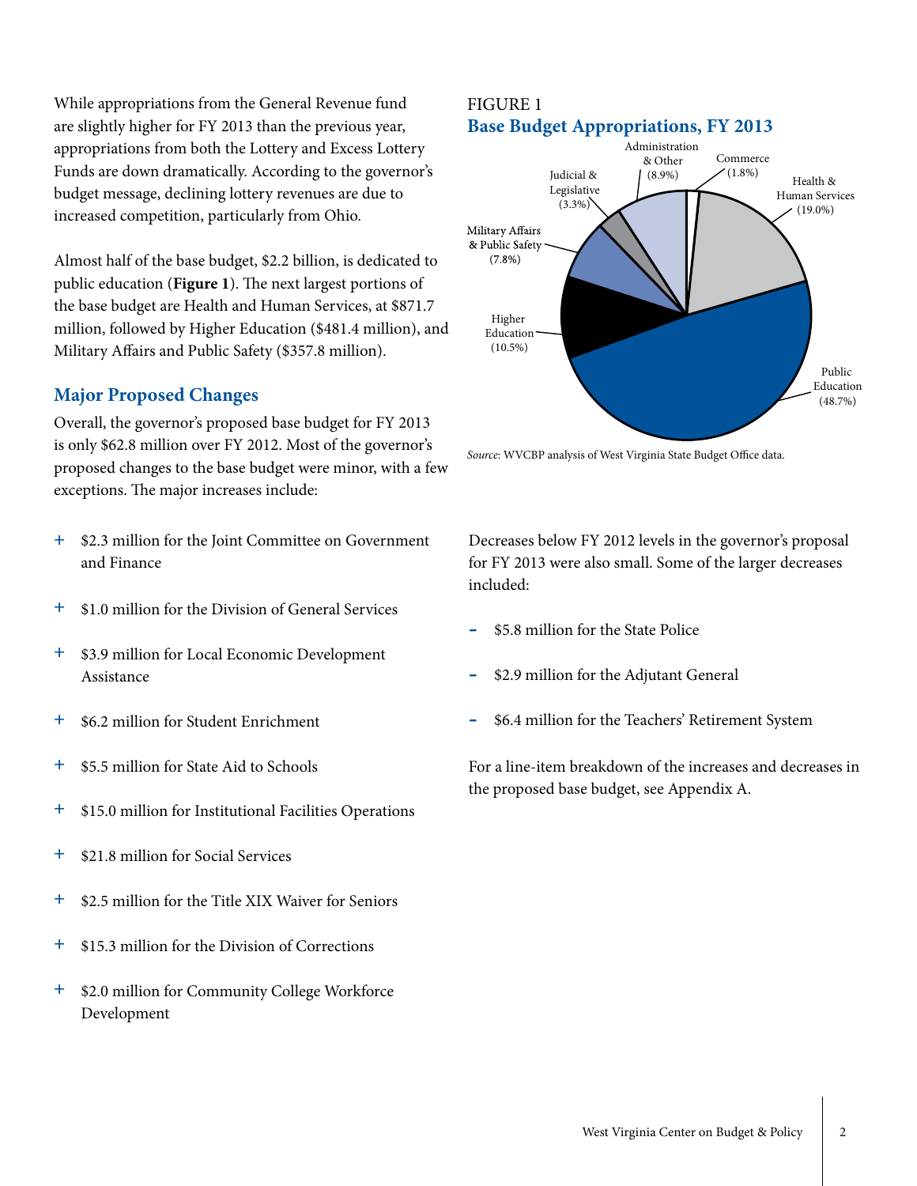While appropriations from the General Revenue fund are slightly higher for FY 2013 than the previous year, appropriations from both the Lottery and Excess Lottery Funds are down dramatically. According to the governor's budget message, declining lottery revenues are due to increased competition, particularly from Ohio.

Almost half of the base budget, $2.2 billion, is dedicated to public education (**Figure 1**). The next largest portions of the base budget are Health and Human Services, at $871.7 million, followed by Higher Education ($481.4 million), and Military Affairs and Public Safety ($357.8 million).

FIGURE 1

**Base Budget Appropriations, FY 2013**

Administration & Other (8.9%)
Commerce (1.8%)
Health & Human Services (19.0%)
Public Education (48.7%)
Higher Education (10.5%)
Military Affairs & Public Safety (7.8%)
Judicial & Legislative (3.3%)

*Source*: WVCBP analysis of West Virginia State Budget Office data.

## Major Proposed Changes

Overall, the governor's proposed base budget for FY 2013 is only $62.8 million over FY 2012. Most of the governor's proposed changes to the base budget were minor, with a few exceptions. The major increases include:

+ $2.3 million for the Joint Committee on Government and Finance
+ $1.0 million for the Division of General Services
+ $3.9 million for Local Economic Development Assistance
+ $6.2 million for Student Enrichment
+ $5.5 million for State Aid to Schools
+ $15.0 million for Institutional Facilities Operations
+ $21.8 million for Social Services
+ $2.5 million for the Title XIX Waiver for Seniors
+ $15.3 million for the Division of Corrections
+ $2.0 million for Community College Workforce Development

Decreases below FY 2012 levels in the governor's proposal for FY 2013 were also small. Some of the larger decreases included:

- $5.8 million for the State Police
- $2.9 million for the Adjutant General
- $6.4 million for the Teachers' Retirement System

For a line-item breakdown of the increases and decreases in the proposed base budget, see Appendix A.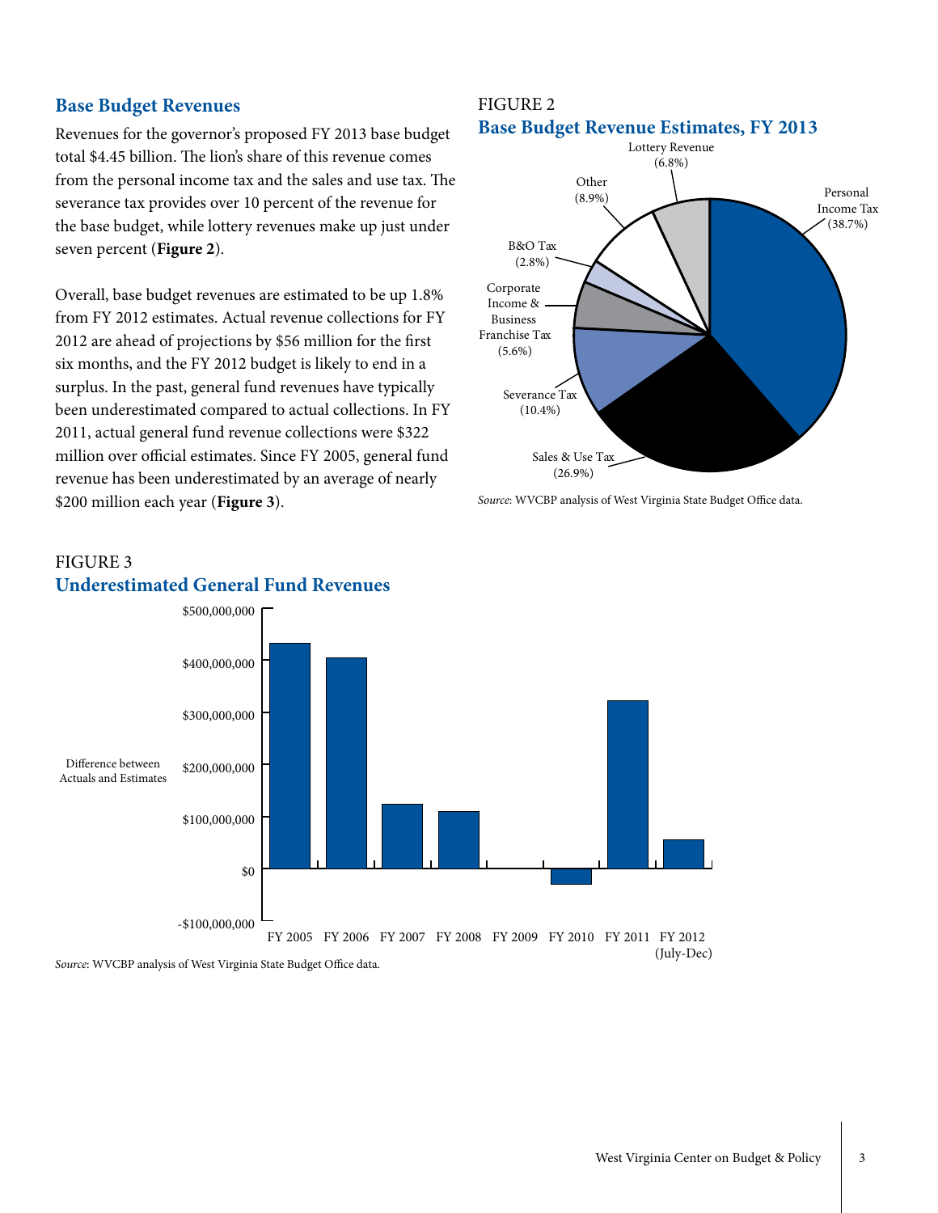## Base Budget Revenues

Revenues for the governor's proposed FY 2013 base budget total $4.45 billion. The lion's share of this revenue comes from the personal income tax and the sales and use tax. The severance tax provides over 10 percent of the revenue for the base budget, while lottery revenues make up just under seven percent (**Figure 2**).

Overall, base budget revenues are estimated to be up 1.8% from FY 2012 estimates. Actual revenue collections for FY 2012 are ahead of projections by $56 million for the first six months, and the FY 2012 budget is likely to end in a surplus. In the past, general fund revenues have typically been underestimated compared to actual collections. In FY 2011, actual general fund revenue collections were $322 million over official estimates. Since FY 2005, general fund revenue has been underestimated by an average of nearly $200 million each year (**Figure 3**).

FIGURE 2

**Base Budget Revenue Estimates, FY 2013**

| Source | Share |
|---|---|
| Personal Income Tax | 38.7% |
| Sales & Use Tax | 26.9% |
| Severance Tax | 10.4% |
| Corporate Income & Business Franchise Tax | 5.6% |
| B&O Tax | 2.8% |
| Other | 8.9% |
| Lottery Revenue | 6.8% |

*Source*: WVCBP analysis of West Virginia State Budget Office data.

FIGURE 3

**Underestimated General Fund Revenues**

Difference between Actuals and Estimates (y-axis: -$100,000,000 to $500,000,000)

FY 2005, FY 2006, FY 2007, FY 2008, FY 2009, FY 2010, FY 2011, FY 2012 (July-Dec)

*Source*: WVCBP analysis of West Virginia State Budget Office data.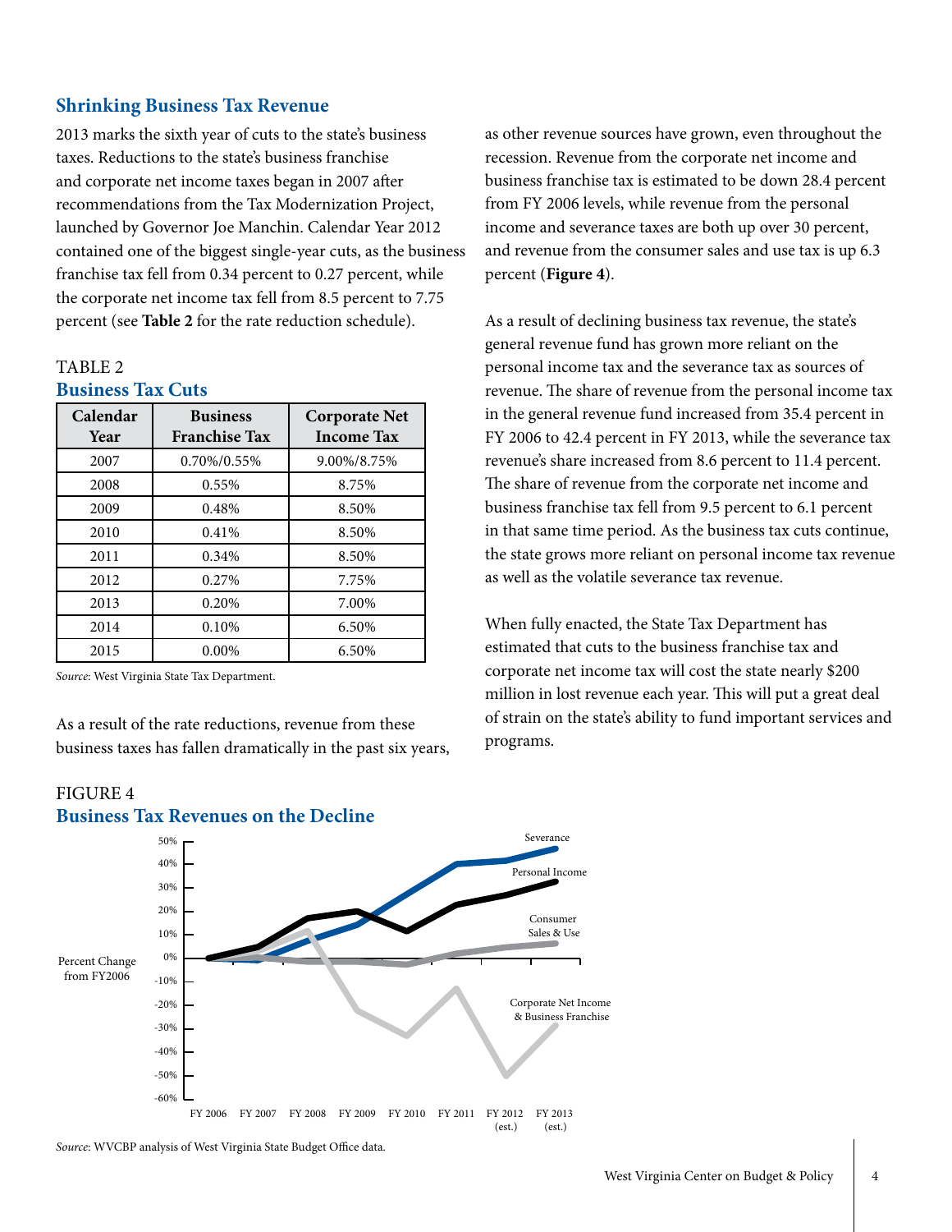## Shrinking Business Tax Revenue

2013 marks the sixth year of cuts to the state's business taxes. Reductions to the state's business franchise and corporate net income taxes began in 2007 after recommendations from the Tax Modernization Project, launched by Governor Joe Manchin. Calendar Year 2012 contained one of the biggest single-year cuts, as the business franchise tax fell from 0.34 percent to 0.27 percent, while the corporate net income tax fell from 8.5 percent to 7.75 percent (see **Table 2** for the rate reduction schedule).

TABLE 2
### Business Tax Cuts

| Calendar Year | Business Franchise Tax | Corporate Net Income Tax |
|---|---|---|
| 2007 | 0.70%/0.55% | 9.00%/8.75% |
| 2008 | 0.55% | 8.75% |
| 2009 | 0.48% | 8.50% |
| 2010 | 0.41% | 8.50% |
| 2011 | 0.34% | 8.50% |
| 2012 | 0.27% | 7.75% |
| 2013 | 0.20% | 7.00% |
| 2014 | 0.10% | 6.50% |
| 2015 | 0.00% | 6.50% |

*Source*: West Virginia State Tax Department.

As a result of the rate reductions, revenue from these business taxes has fallen dramatically in the past six years, as other revenue sources have grown, even throughout the recession. Revenue from the corporate net income and business franchise tax is estimated to be down 28.4 percent from FY 2006 levels, while revenue from the personal income and severance taxes are both up over 30 percent, and revenue from the consumer sales and use tax is up 6.3 percent (**Figure 4**).

As a result of declining business tax revenue, the state's general revenue fund has grown more reliant on the personal income tax and the severance tax as sources of revenue. The share of revenue from the personal income tax in the general revenue fund increased from 35.4 percent in FY 2006 to 42.4 percent in FY 2013, while the severance tax revenue's share increased from 8.6 percent to 11.4 percent. The share of revenue from the corporate net income and business franchise tax fell from 9.5 percent to 6.1 percent in that same time period. As the business tax cuts continue, the state grows more reliant on personal income tax revenue as well as the volatile severance tax revenue.

When fully enacted, the State Tax Department has estimated that cuts to the business franchise tax and corporate net income tax will cost the state nearly $200 million in lost revenue each year. This will put a great deal of strain on the state's ability to fund important services and programs.

FIGURE 4
### Business Tax Revenues on the Decline

*Source*: WVCBP analysis of West Virginia State Budget Office data.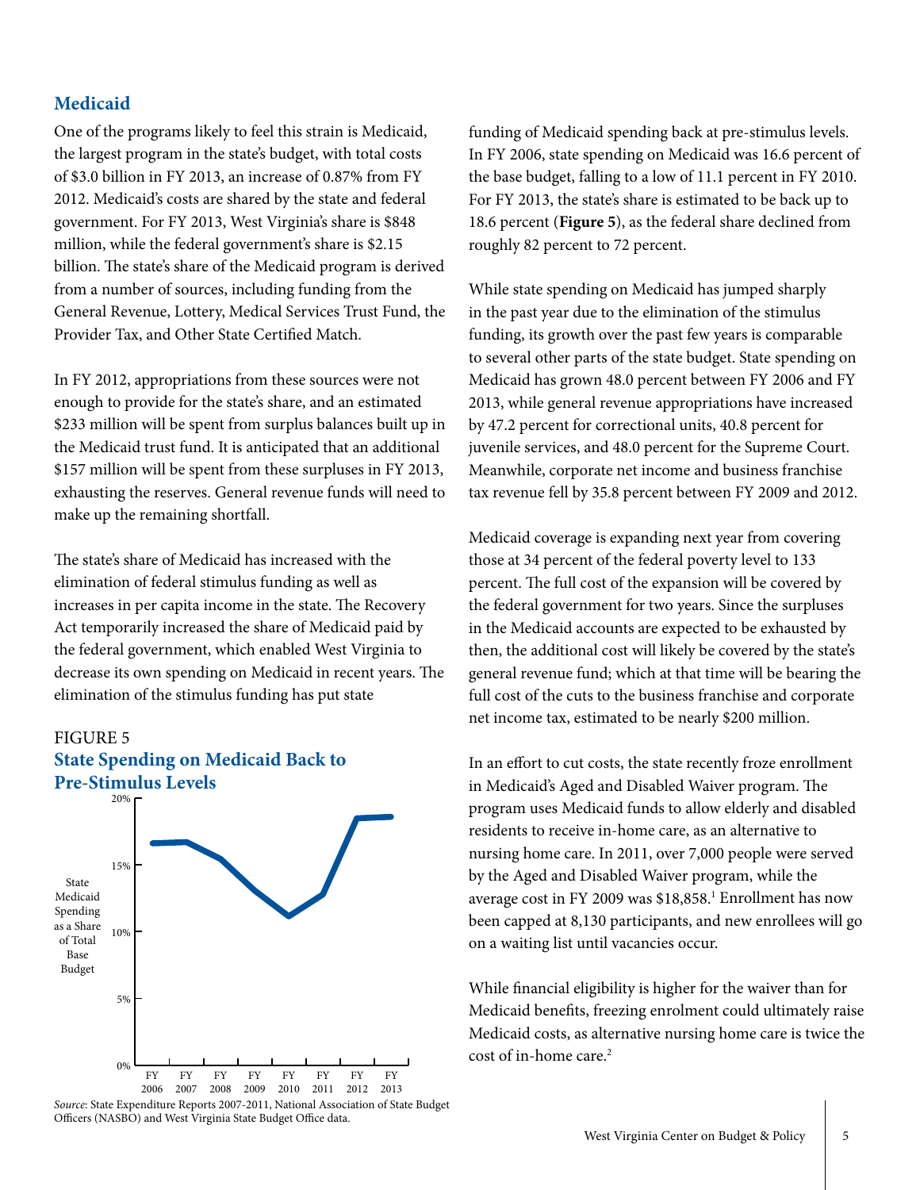## Medicaid

One of the programs likely to feel this strain is Medicaid, the largest program in the state's budget, with total costs of $3.0 billion in FY 2013, an increase of 0.87% from FY 2012. Medicaid's costs are shared by the state and federal government. For FY 2013, West Virginia's share is $848 million, while the federal government's share is $2.15 billion. The state's share of the Medicaid program is derived from a number of sources, including funding from the General Revenue, Lottery, Medical Services Trust Fund, the Provider Tax, and Other State Certified Match.

In FY 2012, appropriations from these sources were not enough to provide for the state's share, and an estimated $233 million will be spent from surplus balances built up in the Medicaid trust fund. It is anticipated that an additional $157 million will be spent from these surpluses in FY 2013, exhausting the reserves. General revenue funds will need to make up the remaining shortfall.

The state's share of Medicaid has increased with the elimination of federal stimulus funding as well as increases in per capita income in the state. The Recovery Act temporarily increased the share of Medicaid paid by the federal government, which enabled West Virginia to decrease its own spending on Medicaid in recent years. The elimination of the stimulus funding has put state funding of Medicaid spending back at pre-stimulus levels. In FY 2006, state spending on Medicaid was 16.6 percent of the base budget, falling to a low of 11.1 percent in FY 2010. For FY 2013, the state's share is estimated to be back up to 18.6 percent (**Figure 5**), as the federal share declined from roughly 82 percent to 72 percent.

FIGURE 5

**State Spending on Medicaid Back to Pre-Stimulus Levels**

*Source*: State Expenditure Reports 2007-2011, National Association of State Budget Officers (NASBO) and West Virginia State Budget Office data.

While state spending on Medicaid has jumped sharply in the past year due to the elimination of the stimulus funding, its growth over the past few years is comparable to several other parts of the state budget. State spending on Medicaid has grown 48.0 percent between FY 2006 and FY 2013, while general revenue appropriations have increased by 47.2 percent for correctional units, 40.8 percent for juvenile services, and 48.0 percent for the Supreme Court. Meanwhile, corporate net income and business franchise tax revenue fell by 35.8 percent between FY 2009 and 2012.

Medicaid coverage is expanding next year from covering those at 34 percent of the federal poverty level to 133 percent. The full cost of the expansion will be covered by the federal government for two years. Since the surpluses in the Medicaid accounts are expected to be exhausted by then, the additional cost will likely be covered by the state's general revenue fund; which at that time will be bearing the full cost of the cuts to the business franchise and corporate net income tax, estimated to be nearly $200 million.

In an effort to cut costs, the state recently froze enrollment in Medicaid's Aged and Disabled Waiver program. The program uses Medicaid funds to allow elderly and disabled residents to receive in-home care, as an alternative to nursing home care. In 2011, over 7,000 people were served by the Aged and Disabled Waiver program, while the average cost in FY 2009 was $18,858.[1] Enrollment has now been capped at 8,130 participants, and new enrollees will go on a waiting list until vacancies occur.

While financial eligibility is higher for the waiver than for Medicaid benefits, freezing enrolment could ultimately raise Medicaid costs, as alternative nursing home care is twice the cost of in-home care.[2]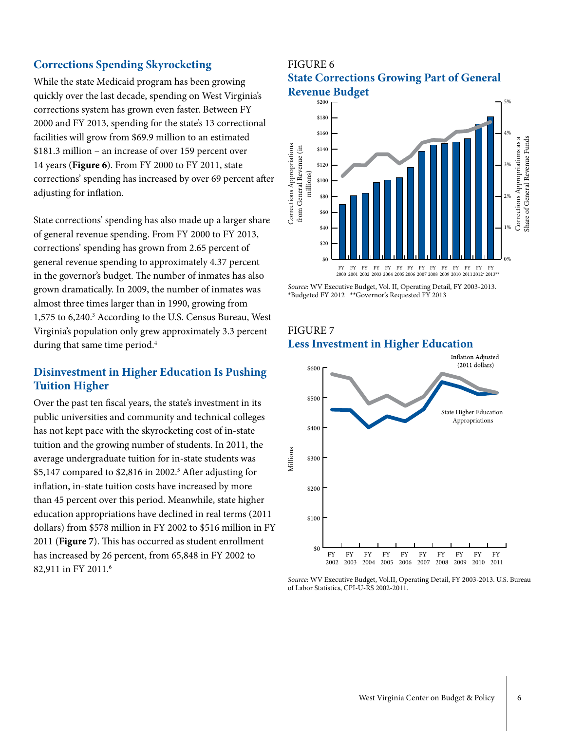## Corrections Spending Skyrocketing

While the state Medicaid program has been growing quickly over the last decade, spending on West Virginia's corrections system has grown even faster. Between FY 2000 and FY 2013, spending for the state's 13 correctional facilities will grow from $69.9 million to an estimated $181.3 million – an increase of over 159 percent over 14 years (**Figure 6**). From FY 2000 to FY 2011, state corrections' spending has increased by over 69 percent after adjusting for inflation.

State corrections' spending has also made up a larger share of general revenue spending. From FY 2000 to FY 2013, corrections' spending has grown from 2.65 percent of general revenue spending to approximately 4.37 percent in the governor's budget. The number of inmates has also grown dramatically. In 2009, the number of inmates was almost three times larger than in 1990, growing from 1,575 to 6,240.[3] According to the U.S. Census Bureau, West Virginia's population only grew approximately 3.3 percent during that same time period.[4]

## Disinvestment in Higher Education Is Pushing Tuition Higher

Over the past ten fiscal years, the state's investment in its public universities and community and technical colleges has not kept pace with the skyrocketing cost of in-state tuition and the growing number of students. In 2011, the average undergraduate tuition for in-state students was $5,147 compared to $2,816 in 2002.[5] After adjusting for inflation, in-state tuition costs have increased by more than 45 percent over this period. Meanwhile, state higher education appropriations have declined in real terms (2011 dollars) from $578 million in FY 2002 to $516 million in FY 2011 (**Figure 7**). This has occurred as student enrollment has increased by 26 percent, from 65,848 in FY 2002 to 82,911 in FY 2011.[6]

FIGURE 6

### State Corrections Growing Part of General Revenue Budget

*Source*: WV Executive Budget, Vol. II, Operating Detail, FY 2003-2013.
*Budgeted FY 2012 **Governor's Requested FY 2013

FIGURE 7

### Less Investment in Higher Education

*Source*: WV Executive Budget, Vol.II, Operating Detail, FY 2003-2013. U.S. Bureau of Labor Statistics, CPI-U-RS 2002-2011.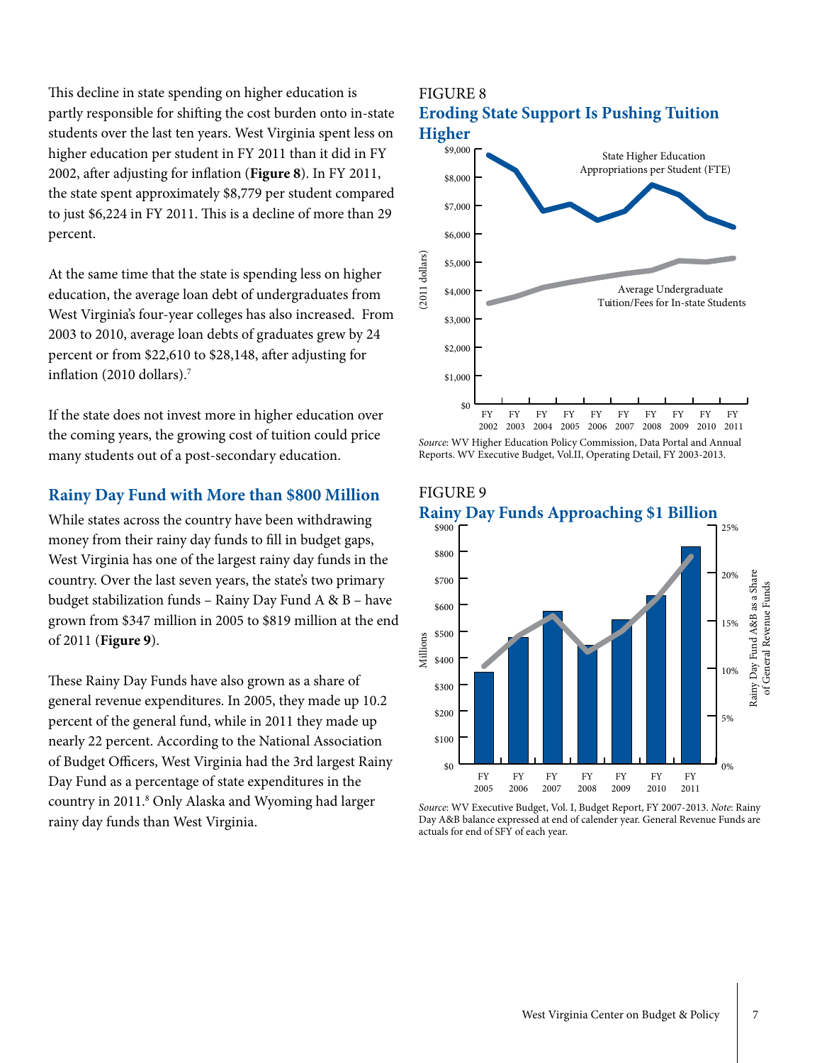This decline in state spending on higher education is partly responsible for shifting the cost burden onto in-state students over the last ten years. West Virginia spent less on higher education per student in FY 2011 than it did in FY 2002, after adjusting for inflation (**Figure 8**). In FY 2011, the state spent approximately $8,779 per student compared to just $6,224 in FY 2011. This is a decline of more than 29 percent.

At the same time that the state is spending less on higher education, the average loan debt of undergraduates from West Virginia's four-year colleges has also increased. From 2003 to 2010, average loan debts of graduates grew by 24 percent or from $22,610 to $28,148, after adjusting for inflation (2010 dollars).[7]

If the state does not invest more in higher education over the coming years, the growing cost of tuition could price many students out of a post-secondary education.

## Rainy Day Fund with More than $800 Million

While states across the country have been withdrawing money from their rainy day funds to fill in budget gaps, West Virginia has one of the largest rainy day funds in the country. Over the last seven years, the state's two primary budget stabilization funds – Rainy Day Fund A & B – have grown from $347 million in 2005 to $819 million at the end of 2011 (**Figure 9**).

These Rainy Day Funds have also grown as a share of general revenue expenditures. In 2005, they made up 10.2 percent of the general fund, while in 2011 they made up nearly 22 percent. According to the National Association of Budget Officers, West Virginia had the 3rd largest Rainy Day Fund as a percentage of state expenditures in the country in 2011.[8] Only Alaska and Wyoming had larger rainy day funds than West Virginia.

FIGURE 8

### Eroding State Support Is Pushing Tuition Higher

*Source*: WV Higher Education Policy Commission, Data Portal and Annual Reports. WV Executive Budget, Vol.II, Operating Detail, FY 2003-2013.

FIGURE 9

### Rainy Day Funds Approaching $1 Billion

*Source*: WV Executive Budget, Vol. I, Budget Report, FY 2007-2013. *Note*: Rainy Day A&B balance expressed at end of calender year. General Revenue Funds are actuals for end of SFY of each year.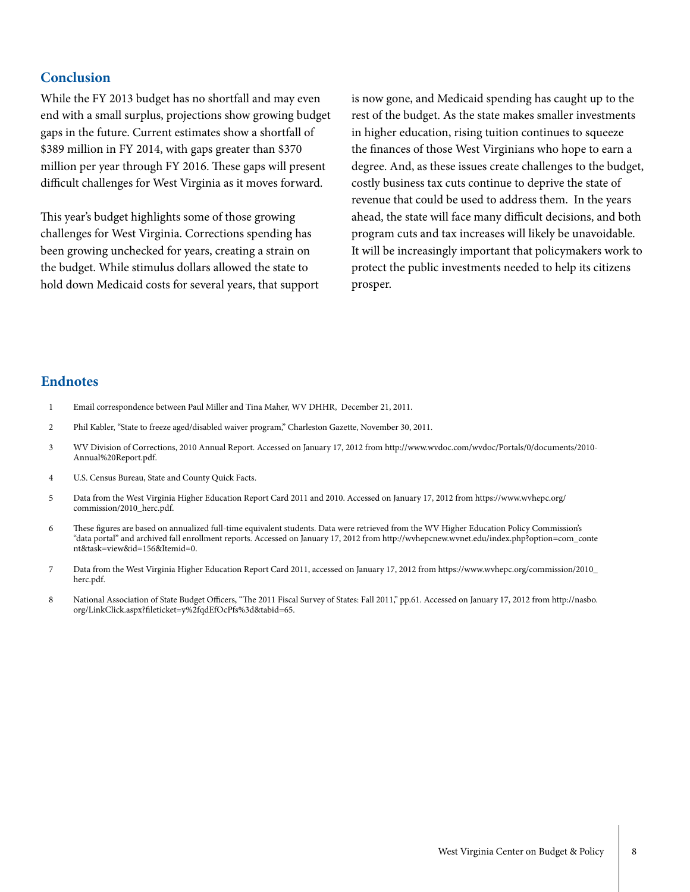## Conclusion

While the FY 2013 budget has no shortfall and may even end with a small surplus, projections show growing budget gaps in the future. Current estimates show a shortfall of $389 million in FY 2014, with gaps greater than $370 million per year through FY 2016. These gaps will present difficult challenges for West Virginia as it moves forward.

This year's budget highlights some of those growing challenges for West Virginia. Corrections spending has been growing unchecked for years, creating a strain on the budget. While stimulus dollars allowed the state to hold down Medicaid costs for several years, that support is now gone, and Medicaid spending has caught up to the rest of the budget. As the state makes smaller investments in higher education, rising tuition continues to squeeze the finances of those West Virginians who hope to earn a degree. And, as these issues create challenges to the budget, costly business tax cuts continue to deprive the state of revenue that could be used to address them. In the years ahead, the state will face many difficult decisions, and both program cuts and tax increases will likely be unavoidable. It will be increasingly important that policymakers work to protect the public investments needed to help its citizens prosper.

## Endnotes

1. Email correspondence between Paul Miller and Tina Maher, WV DHHR, December 21, 2011.
2. Phil Kabler, "State to freeze aged/disabled waiver program," Charleston Gazette, November 30, 2011.
3. WV Division of Corrections, 2010 Annual Report. Accessed on January 17, 2012 from http://www.wvdoc.com/wvdoc/Portals/0/documents/2010-Annual%20Report.pdf.
4. U.S. Census Bureau, State and County Quick Facts.
5. Data from the West Virginia Higher Education Report Card 2011 and 2010. Accessed on January 17, 2012 from https://www.wvhepc.org/commission/2010_herc.pdf.
6. These figures are based on annualized full-time equivalent students. Data were retrieved from the WV Higher Education Policy Commission's "data portal" and archived fall enrollment reports. Accessed on January 17, 2012 from http://wvhepcnew.wvnet.edu/index.php?option=com_content&task=view&id=156&Itemid=0.
7. Data from the West Virginia Higher Education Report Card 2011, accessed on January 17, 2012 from https://www.wvhepc.org/commission/2010_herc.pdf.
8. National Association of State Budget Officers, "The 2011 Fiscal Survey of States: Fall 2011," pp.61. Accessed on January 17, 2012 from http://nasbo.org/LinkClick.aspx?fileticket=y%2fqdEfOcPfs%3d&tabid=65.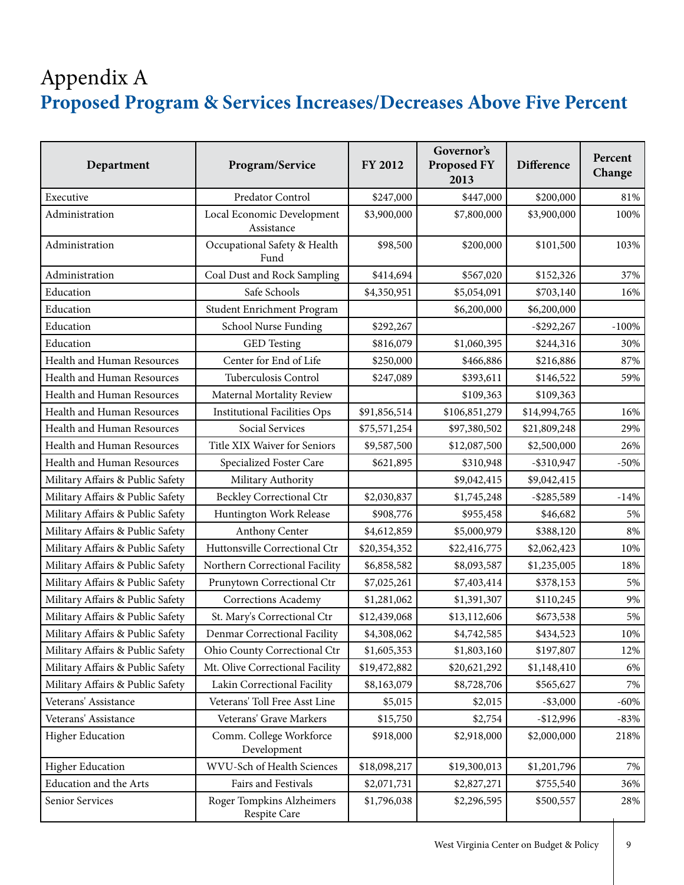# Appendix A

## Proposed Program & Services Increases/Decreases Above Five Percent

| Department | Program/Service | FY 2012 | Governor's Proposed FY 2013 | Difference | Percent Change |
|---|---|---|---|---|---|
| Executive | Predator Control | $247,000 | $447,000 | $200,000 | 81% |
| Administration | Local Economic Development Assistance | $3,900,000 | $7,800,000 | $3,900,000 | 100% |
| Administration | Occupational Safety & Health Fund | $98,500 | $200,000 | $101,500 | 103% |
| Administration | Coal Dust and Rock Sampling | $414,694 | $567,020 | $152,326 | 37% |
| Education | Safe Schools | $4,350,951 | $5,054,091 | $703,140 | 16% |
| Education | Student Enrichment Program | | $6,200,000 | $6,200,000 | |
| Education | School Nurse Funding | $292,267 | | -$292,267 | -100% |
| Education | GED Testing | $816,079 | $1,060,395 | $244,316 | 30% |
| Health and Human Resources | Center for End of Life | $250,000 | $466,886 | $216,886 | 87% |
| Health and Human Resources | Tuberculosis Control | $247,089 | $393,611 | $146,522 | 59% |
| Health and Human Resources | Maternal Mortality Review | | $109,363 | $109,363 | |
| Health and Human Resources | Institutional Facilities Ops | $91,856,514 | $106,851,279 | $14,994,765 | 16% |
| Health and Human Resources | Social Services | $75,571,254 | $97,380,502 | $21,809,248 | 29% |
| Health and Human Resources | Title XIX Waiver for Seniors | $9,587,500 | $12,087,500 | $2,500,000 | 26% |
| Health and Human Resources | Specialized Foster Care | $621,895 | $310,948 | -$310,947 | -50% |
| Military Affairs & Public Safety | Military Authority | | $9,042,415 | $9,042,415 | |
| Military Affairs & Public Safety | Beckley Correctional Ctr | $2,030,837 | $1,745,248 | -$285,589 | -14% |
| Military Affairs & Public Safety | Huntington Work Release | $908,776 | $955,458 | $46,682 | 5% |
| Military Affairs & Public Safety | Anthony Center | $4,612,859 | $5,000,979 | $388,120 | 8% |
| Military Affairs & Public Safety | Huttonsville Correctional Ctr | $20,354,352 | $22,416,775 | $2,062,423 | 10% |
| Military Affairs & Public Safety | Northern Correctional Facility | $6,858,582 | $8,093,587 | $1,235,005 | 18% |
| Military Affairs & Public Safety | Prunytown Correctional Ctr | $7,025,261 | $7,403,414 | $378,153 | 5% |
| Military Affairs & Public Safety | Corrections Academy | $1,281,062 | $1,391,307 | $110,245 | 9% |
| Military Affairs & Public Safety | St. Mary's Correctional Ctr | $12,439,068 | $13,112,606 | $673,538 | 5% |
| Military Affairs & Public Safety | Denmar Correctional Facility | $4,308,062 | $4,742,585 | $434,523 | 10% |
| Military Affairs & Public Safety | Ohio County Correctional Ctr | $1,605,353 | $1,803,160 | $197,807 | 12% |
| Military Affairs & Public Safety | Mt. Olive Correctional Facility | $19,472,882 | $20,621,292 | $1,148,410 | 6% |
| Military Affairs & Public Safety | Lakin Correctional Facility | $8,163,079 | $8,728,706 | $565,627 | 7% |
| Veterans' Assistance | Veterans' Toll Free Asst Line | $5,015 | $2,015 | -$3,000 | -60% |
| Veterans' Assistance | Veterans' Grave Markers | $15,750 | $2,754 | -$12,996 | -83% |
| Higher Education | Comm. College Workforce Development | $918,000 | $2,918,000 | $2,000,000 | 218% |
| Higher Education | WVU-Sch of Health Sciences | $18,098,217 | $19,300,013 | $1,201,796 | 7% |
| Education and the Arts | Fairs and Festivals | $2,071,731 | $2,827,271 | $755,540 | 36% |
| Senior Services | Roger Tompkins Alzheimers Respite Care | $1,796,038 | $2,296,595 | $500,557 | 28% |